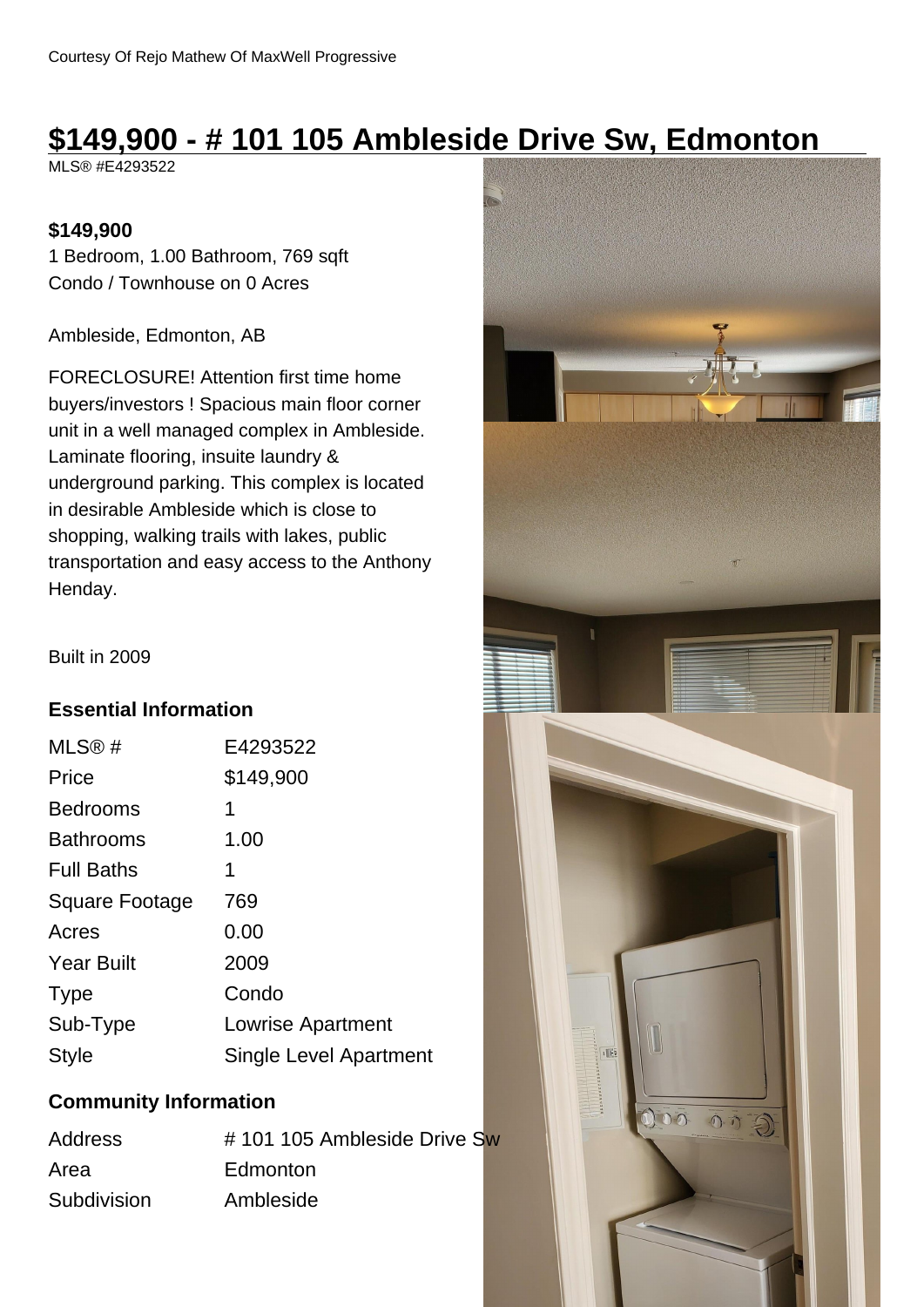Courtesy Of Rejo Mathew Of MaxWell Progressive

# $149,900 - # 101 105 Ambleside Drive Sw, Edmonton

MLS® #E4293522

**$149,900**

1 Bedroom, 1.00 Bathroom, 769 sqft

Condo / Townhouse on 0 Acres

Ambleside, Edmonton, AB

FORECLOSURE! Attention first time home buyers/investors ! Spacious main floor corner unit in a well managed complex in Ambleside. Laminate flooring, insuite laundry & underground parking. This complex is located in desirable Ambleside which is close to shopping, walking trails with lakes, public transportation and easy access to the Anthony Henday.

Built in 2009

## Essential Information

| | |
|---|---|
| MLS® # | E4293522 |
| Price | $149,900 |
| Bedrooms | 1 |
| Bathrooms | 1.00 |
| Full Baths | 1 |
| Square Footage | 769 |
| Acres | 0.00 |
| Year Built | 2009 |
| Type | Condo |
| Sub-Type | Lowrise Apartment |
| Style | Single Level Apartment |

## Community Information

| | |
|---|---|
| Address | # 101 105 Ambleside Drive Sw |
| Area | Edmonton |
| Subdivision | Ambleside |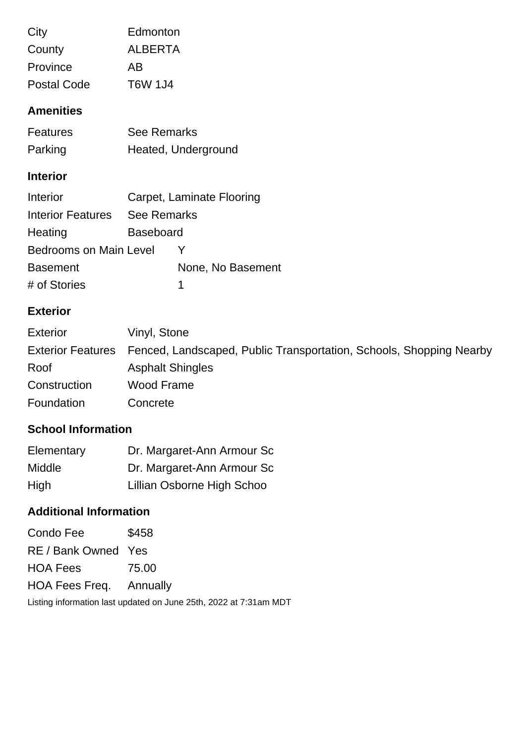| | |
|---|---|
| City | Edmonton |
| County | ALBERTA |
| Province | AB |
| Postal Code | T6W 1J4 |

## Amenities

| | |
|---|---|
| Features | See Remarks |
| Parking | Heated, Underground |

## Interior

| | |
|---|---|
| Interior | Carpet, Laminate Flooring |
| Interior Features | See Remarks |
| Heating | Baseboard |
| Bedrooms on Main Level | Y |
| Basement | None, No Basement |
| # of Stories | 1 |

## Exterior

| | |
|---|---|
| Exterior | Vinyl, Stone |
| Exterior Features | Fenced, Landscaped, Public Transportation, Schools, Shopping Nearby |
| Roof | Asphalt Shingles |
| Construction | Wood Frame |
| Foundation | Concrete |

## School Information

| | |
|---|---|
| Elementary | Dr. Margaret-Ann Armour Sc |
| Middle | Dr. Margaret-Ann Armour Sc |
| High | Lillian Osborne High Schoo |

## Additional Information

| | |
|---|---|
| Condo Fee | $458 |
| RE / Bank Owned | Yes |
| HOA Fees | 75.00 |
| HOA Fees Freq. | Annually |

Listing information last updated on June 25th, 2022 at 7:31am MDT